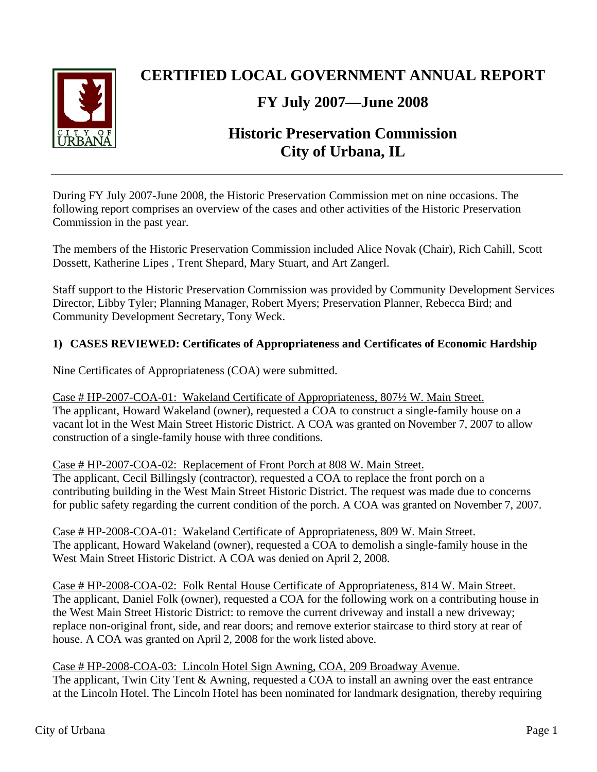# CERTIFIED LOCAL GOVERNMENT ANNUAL REPORT

## FY July 2007—June 2008

## Historic Preservation Commission City of Urbana, IL

During FY July 2007-June 2008, the Historic Preservation Commission met on nine occasions. The following report comprises an overview of the cases and other activities of the Historic Preservation Commission in the past year.

The members of the Historic Preservation Commission included Alice Novak (Chair), Rich Cahill, Scott Dossett, Katherine Lipes , Trent Shepard, Mary Stuart, and Art Zangerl.

Staff support to the Historic Preservation Commission was provided by Community Development Services Director, Libby Tyler; Planning Manager, Robert Myers; Preservation Planner, Rebecca Bird; and Community Development Secretary, Tony Weck.

### 1) CASES REVIEWED: Certificates of Appropriateness and Certificates of Economic Hardship

Nine Certificates of Appropriateness (COA) were submitted.

Case # HP-2007-COA-01: Wakeland Certificate of Appropriateness, 807½ W. Main Street.
The applicant, Howard Wakeland (owner), requested a COA to construct a single-family house on a vacant lot in the West Main Street Historic District. A COA was granted on November 7, 2007 to allow construction of a single-family house with three conditions.

Case # HP-2007-COA-02: Replacement of Front Porch at 808 W. Main Street.
The applicant, Cecil Billingsly (contractor), requested a COA to replace the front porch on a contributing building in the West Main Street Historic District. The request was made due to concerns for public safety regarding the current condition of the porch. A COA was granted on November 7, 2007.

Case # HP-2008-COA-01: Wakeland Certificate of Appropriateness, 809 W. Main Street.
The applicant, Howard Wakeland (owner), requested a COA to demolish a single-family house in the West Main Street Historic District. A COA was denied on April 2, 2008.

Case # HP-2008-COA-02: Folk Rental House Certificate of Appropriateness, 814 W. Main Street.
The applicant, Daniel Folk (owner), requested a COA for the following work on a contributing house in the West Main Street Historic District: to remove the current driveway and install a new driveway; replace non-original front, side, and rear doors; and remove exterior staircase to third story at rear of house. A COA was granted on April 2, 2008 for the work listed above.

Case # HP-2008-COA-03: Lincoln Hotel Sign Awning, COA, 209 Broadway Avenue.
The applicant, Twin City Tent & Awning, requested a COA to install an awning over the east entrance at the Lincoln Hotel. The Lincoln Hotel has been nominated for landmark designation, thereby requiring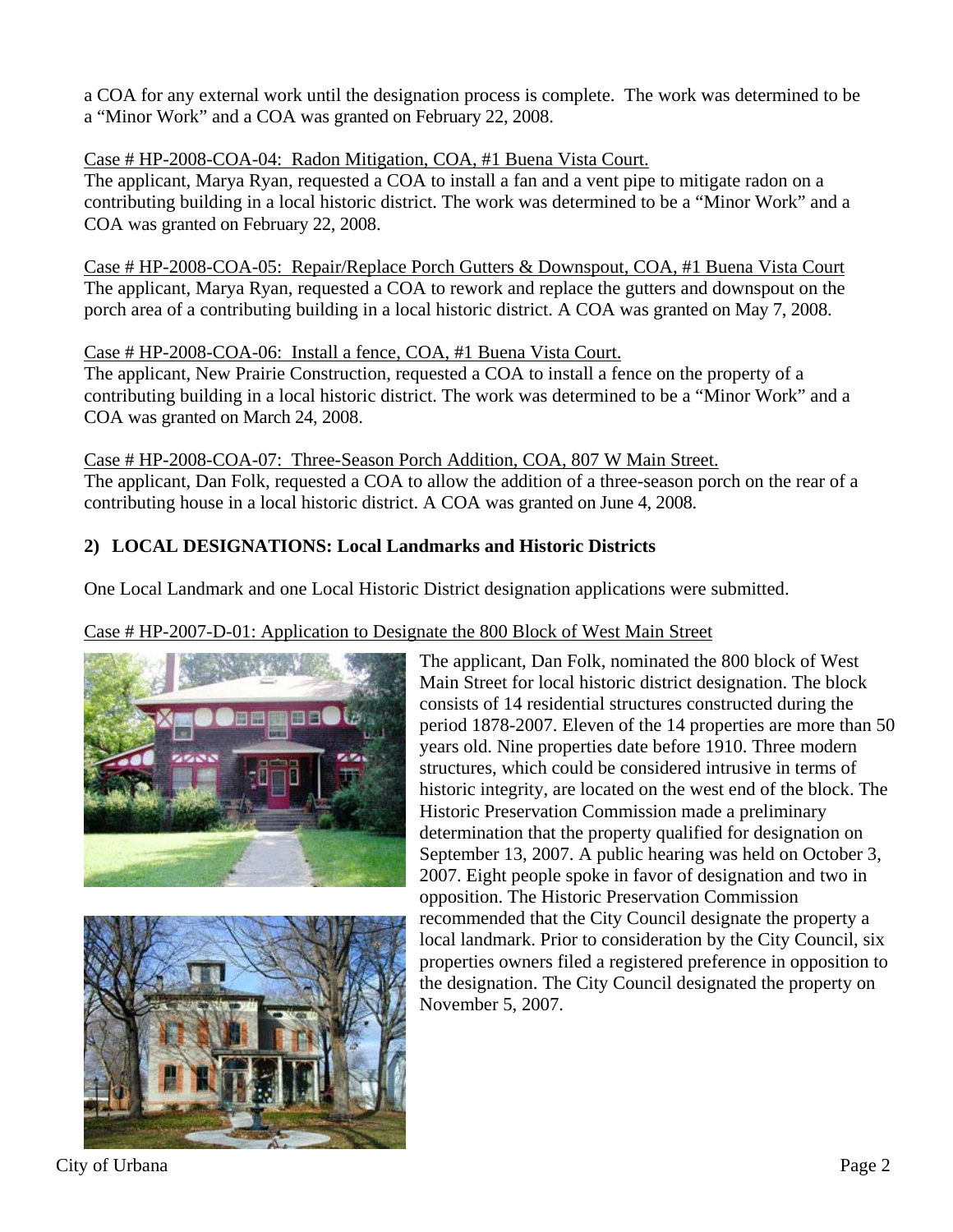a COA for any external work until the designation process is complete. The work was determined to be a "Minor Work" and a COA was granted on February 22, 2008.

Case # HP-2008-COA-04: Radon Mitigation, COA, #1 Buena Vista Court.

The applicant, Marya Ryan, requested a COA to install a fan and a vent pipe to mitigate radon on a contributing building in a local historic district. The work was determined to be a "Minor Work" and a COA was granted on February 22, 2008.

Case # HP-2008-COA-05: Repair/Replace Porch Gutters & Downspout, COA, #1 Buena Vista Court

The applicant, Marya Ryan, requested a COA to rework and replace the gutters and downspout on the porch area of a contributing building in a local historic district. A COA was granted on May 7, 2008.

Case # HP-2008-COA-06: Install a fence, COA, #1 Buena Vista Court.

The applicant, New Prairie Construction, requested a COA to install a fence on the property of a contributing building in a local historic district. The work was determined to be a "Minor Work" and a COA was granted on March 24, 2008.

Case # HP-2008-COA-07: Three-Season Porch Addition, COA, 807 W Main Street.

The applicant, Dan Folk, requested a COA to allow the addition of a three-season porch on the rear of a contributing house in a local historic district. A COA was granted on June 4, 2008.

## 2) LOCAL DESIGNATIONS: Local Landmarks and Historic Districts

One Local Landmark and one Local Historic District designation applications were submitted.

Case # HP-2007-D-01: Application to Designate the 800 Block of West Main Street

The applicant, Dan Folk, nominated the 800 block of West Main Street for local historic district designation. The block consists of 14 residential structures constructed during the period 1878-2007. Eleven of the 14 properties are more than 50 years old. Nine properties date before 1910. Three modern structures, which could be considered intrusive in terms of historic integrity, are located on the west end of the block. The Historic Preservation Commission made a preliminary determination that the property qualified for designation on September 13, 2007. A public hearing was held on October 3, 2007. Eight people spoke in favor of designation and two in opposition. The Historic Preservation Commission recommended that the City Council designate the property a local landmark. Prior to consideration by the City Council, six properties owners filed a registered preference in opposition to the designation. The City Council designated the property on November 5, 2007.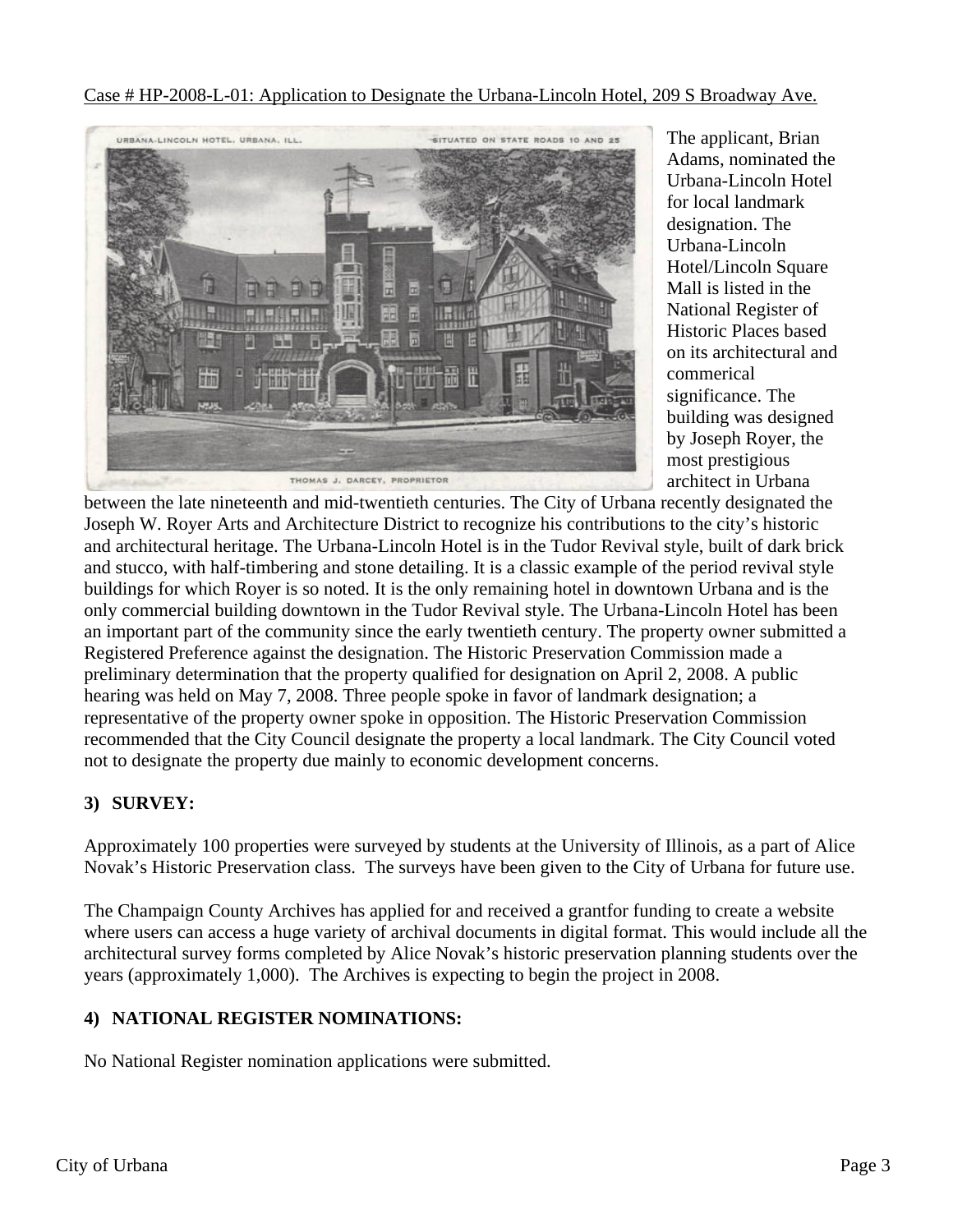Case # HP-2008-L-01: Application to Designate the Urbana-Lincoln Hotel, 209 S Broadway Ave.

The applicant, Brian Adams, nominated the Urbana-Lincoln Hotel for local landmark designation. The Urbana-Lincoln Hotel/Lincoln Square Mall is listed in the National Register of Historic Places based on its architectural and commerical significance. The building was designed by Joseph Royer, the most prestigious architect in Urbana between the late nineteenth and mid-twentieth centuries. The City of Urbana recently designated the Joseph W. Royer Arts and Architecture District to recognize his contributions to the city's historic and architectural heritage. The Urbana-Lincoln Hotel is in the Tudor Revival style, built of dark brick and stucco, with half-timbering and stone detailing. It is a classic example of the period revival style buildings for which Royer is so noted. It is the only remaining hotel in downtown Urbana and is the only commercial building downtown in the Tudor Revival style. The Urbana-Lincoln Hotel has been an important part of the community since the early twentieth century. The property owner submitted a Registered Preference against the designation. The Historic Preservation Commission made a preliminary determination that the property qualified for designation on April 2, 2008. A public hearing was held on May 7, 2008. Three people spoke in favor of landmark designation; a representative of the property owner spoke in opposition. The Historic Preservation Commission recommended that the City Council designate the property a local landmark. The City Council voted not to designate the property due mainly to economic development concerns.

**3) SURVEY:**

Approximately 100 properties were surveyed by students at the University of Illinois, as a part of Alice Novak's Historic Preservation class. The surveys have been given to the City of Urbana for future use.

The Champaign County Archives has applied for and received a grantfor funding to create a website where users can access a huge variety of archival documents in digital format. This would include all the architectural survey forms completed by Alice Novak's historic preservation planning students over the years (approximately 1,000). The Archives is expecting to begin the project in 2008.

**4) NATIONAL REGISTER NOMINATIONS:**

No National Register nomination applications were submitted.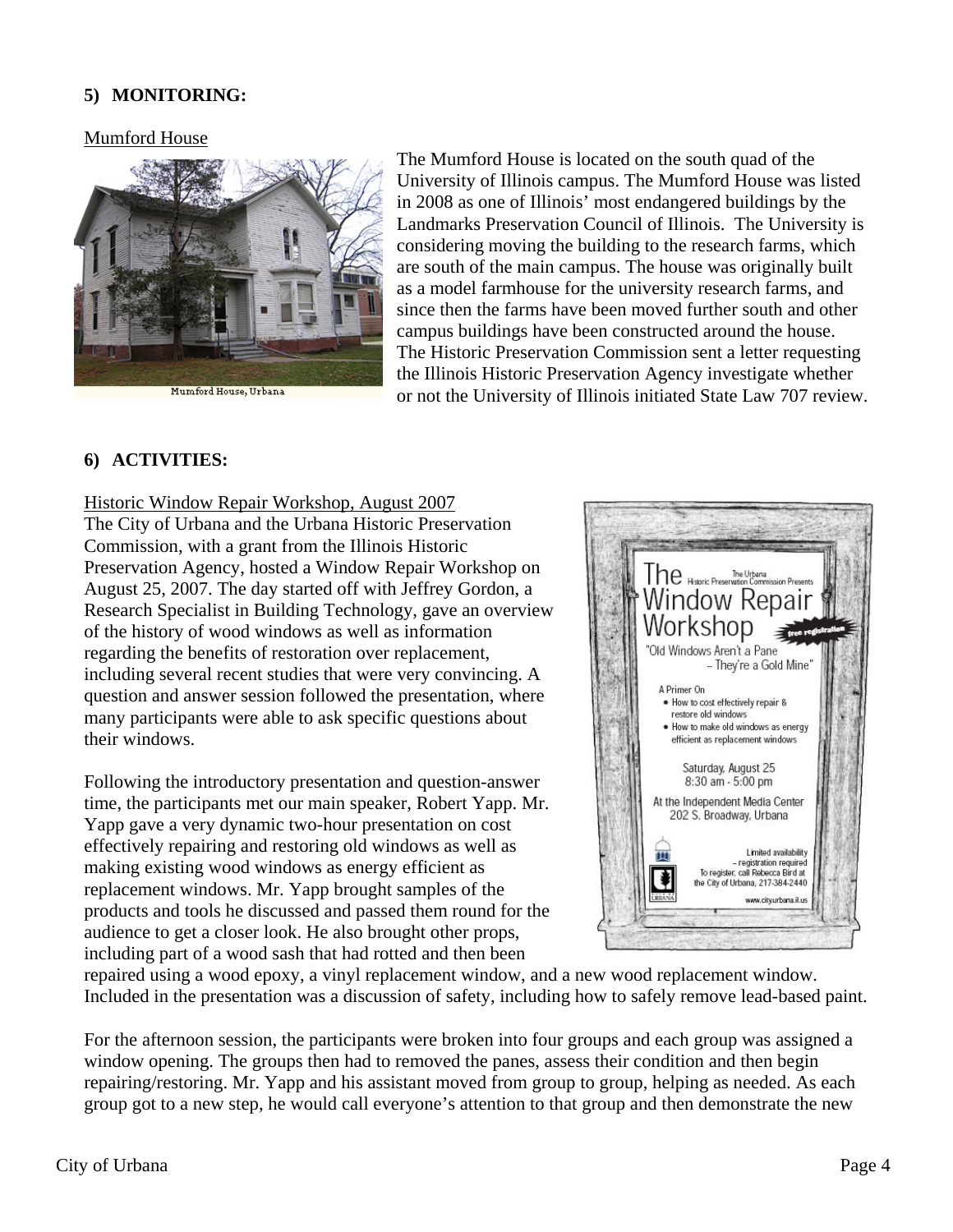## 5) MONITORING:

Mumford House

Mumford House, Urbana

The Mumford House is located on the south quad of the University of Illinois campus. The Mumford House was listed in 2008 as one of Illinois' most endangered buildings by the Landmarks Preservation Council of Illinois. The University is considering moving the building to the research farms, which are south of the main campus. The house was originally built as a model farmhouse for the university research farms, and since then the farms have been moved further south and other campus buildings have been constructed around the house. The Historic Preservation Commission sent a letter requesting the Illinois Historic Preservation Agency investigate whether or not the University of Illinois initiated State Law 707 review.

## 6) ACTIVITIES:

Historic Window Repair Workshop, August 2007

The City of Urbana and the Urbana Historic Preservation Commission, with a grant from the Illinois Historic Preservation Agency, hosted a Window Repair Workshop on August 25, 2007. The day started off with Jeffrey Gordon, a Research Specialist in Building Technology, gave an overview of the history of wood windows as well as information regarding the benefits of restoration over replacement, including several recent studies that were very convincing. A question and answer session followed the presentation, where many participants were able to ask specific questions about their windows.

Following the introductory presentation and question-answer time, the participants met our main speaker, Robert Yapp. Mr. Yapp gave a very dynamic two-hour presentation on cost effectively repairing and restoring old windows as well as making existing wood windows as energy efficient as replacement windows. Mr. Yapp brought samples of the products and tools he discussed and passed them round for the audience to get a closer look. He also brought other props, including part of a wood sash that had rotted and then been repaired using a wood epoxy, a vinyl replacement window, and a new wood replacement window. Included in the presentation was a discussion of safety, including how to safely remove lead-based paint.

For the afternoon session, the participants were broken into four groups and each group was assigned a window opening. The groups then had to removed the panes, assess their condition and then begin repairing/restoring. Mr. Yapp and his assistant moved from group to group, helping as needed. As each group got to a new step, he would call everyone's attention to that group and then demonstrate the new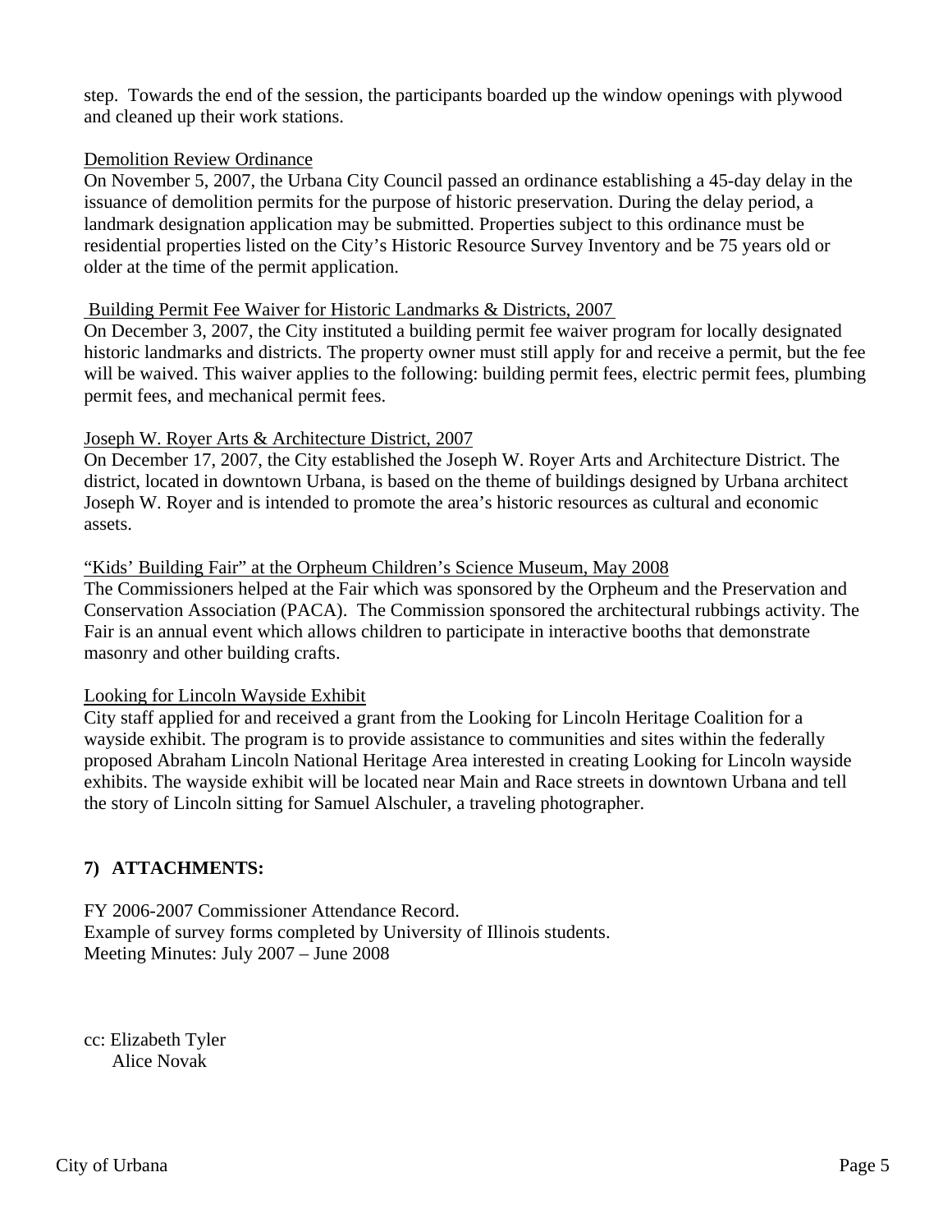step. Towards the end of the session, the participants boarded up the window openings with plywood and cleaned up their work stations.

<u>Demolition Review Ordinance</u>

On November 5, 2007, the Urbana City Council passed an ordinance establishing a 45-day delay in the issuance of demolition permits for the purpose of historic preservation. During the delay period, a landmark designation application may be submitted. Properties subject to this ordinance must be residential properties listed on the City's Historic Resource Survey Inventory and be 75 years old or older at the time of the permit application.

<u>Building Permit Fee Waiver for Historic Landmarks & Districts, 2007</u>

On December 3, 2007, the City instituted a building permit fee waiver program for locally designated historic landmarks and districts. The property owner must still apply for and receive a permit, but the fee will be waived. This waiver applies to the following: building permit fees, electric permit fees, plumbing permit fees, and mechanical permit fees.

<u>Joseph W. Royer Arts & Architecture District, 2007</u>

On December 17, 2007, the City established the Joseph W. Royer Arts and Architecture District. The district, located in downtown Urbana, is based on the theme of buildings designed by Urbana architect Joseph W. Royer and is intended to promote the area's historic resources as cultural and economic assets.

<u>"Kids' Building Fair" at the Orpheum Children's Science Museum, May 2008</u>

The Commissioners helped at the Fair which was sponsored by the Orpheum and the Preservation and Conservation Association (PACA). The Commission sponsored the architectural rubbings activity. The Fair is an annual event which allows children to participate in interactive booths that demonstrate masonry and other building crafts.

<u>Looking for Lincoln Wayside Exhibit</u>

City staff applied for and received a grant from the Looking for Lincoln Heritage Coalition for a wayside exhibit. The program is to provide assistance to communities and sites within the federally proposed Abraham Lincoln National Heritage Area interested in creating Looking for Lincoln wayside exhibits. The wayside exhibit will be located near Main and Race streets in downtown Urbana and tell the story of Lincoln sitting for Samuel Alschuler, a traveling photographer.

## 7) ATTACHMENTS:

FY 2006-2007 Commissioner Attendance Record.
Example of survey forms completed by University of Illinois students.
Meeting Minutes: July 2007 – June 2008

cc: Elizabeth Tyler
Alice Novak